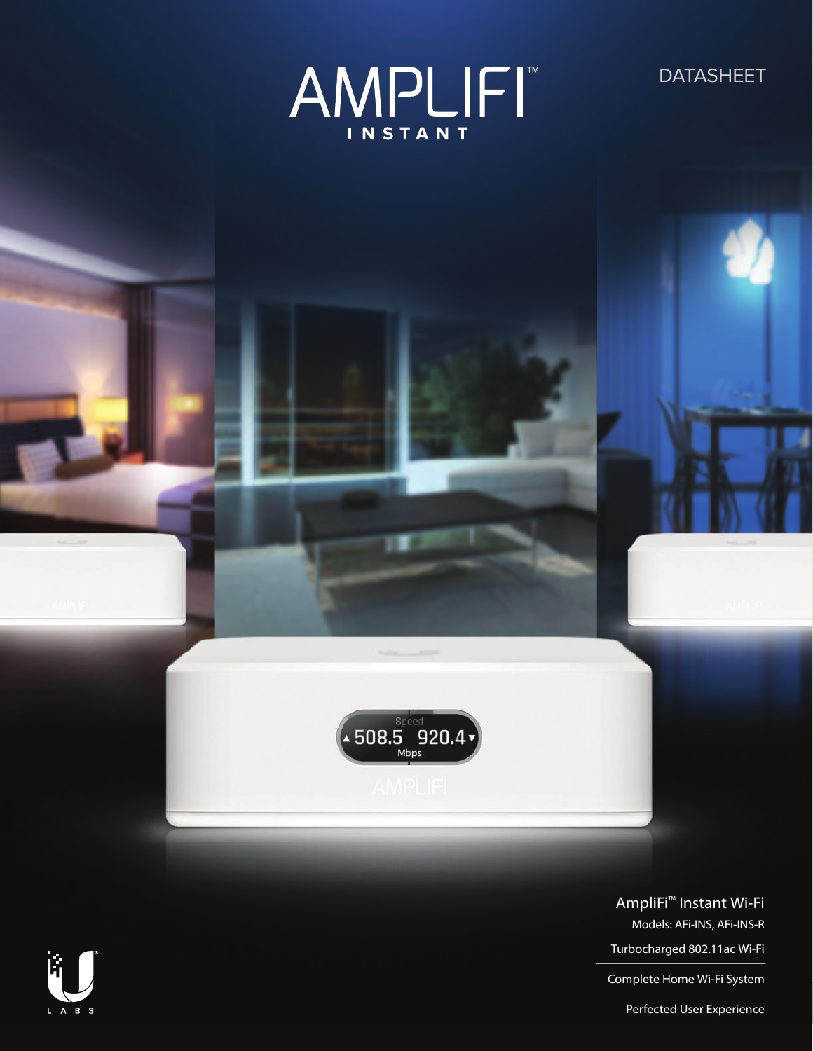# AMPLIFI™ INSTANT

DATASHEET

Speed
▲508.5 920.4▼
Mbps

## AmpliFi™ Instant Wi-Fi

Models: AFi-INS, AFi-INS-R

Turbocharged 802.11ac Wi-Fi

Complete Home Wi-Fi System

Perfected User Experience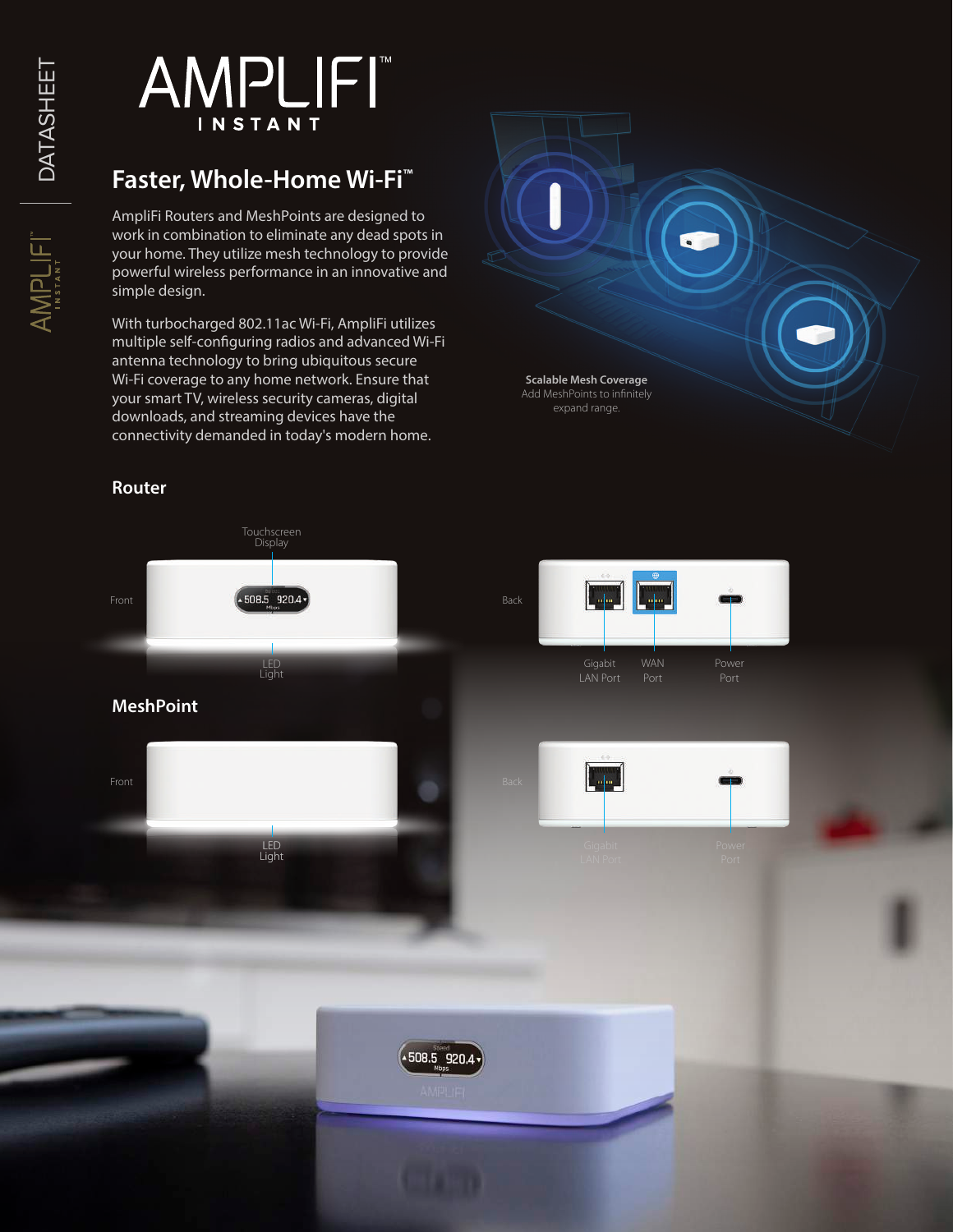# AMPLIFI INSTANT

## Faster, Whole-Home Wi-Fi™

AmpliFi Routers and MeshPoints are designed to work in combination to eliminate any dead spots in your home. They utilize mesh technology to provide powerful wireless performance in an innovative and simple design.

With turbocharged 802.11ac Wi-Fi, AmpliFi utilizes multiple self-configuring radios and advanced Wi-Fi antenna technology to bring ubiquitous secure Wi-Fi coverage to any home network. Ensure that your smart TV, wireless security cameras, digital downloads, and streaming devices have the connectivity demanded in today's modern home.

**Scalable Mesh Coverage**
Add MeshPoints to infinitely expand range.

## Router

Front: Touchscreen Display, LED Light

Back: Gigabit LAN Port, WAN Port, Power Port

## MeshPoint

Front: LED Light

Back: Gigabit LAN Port, Power Port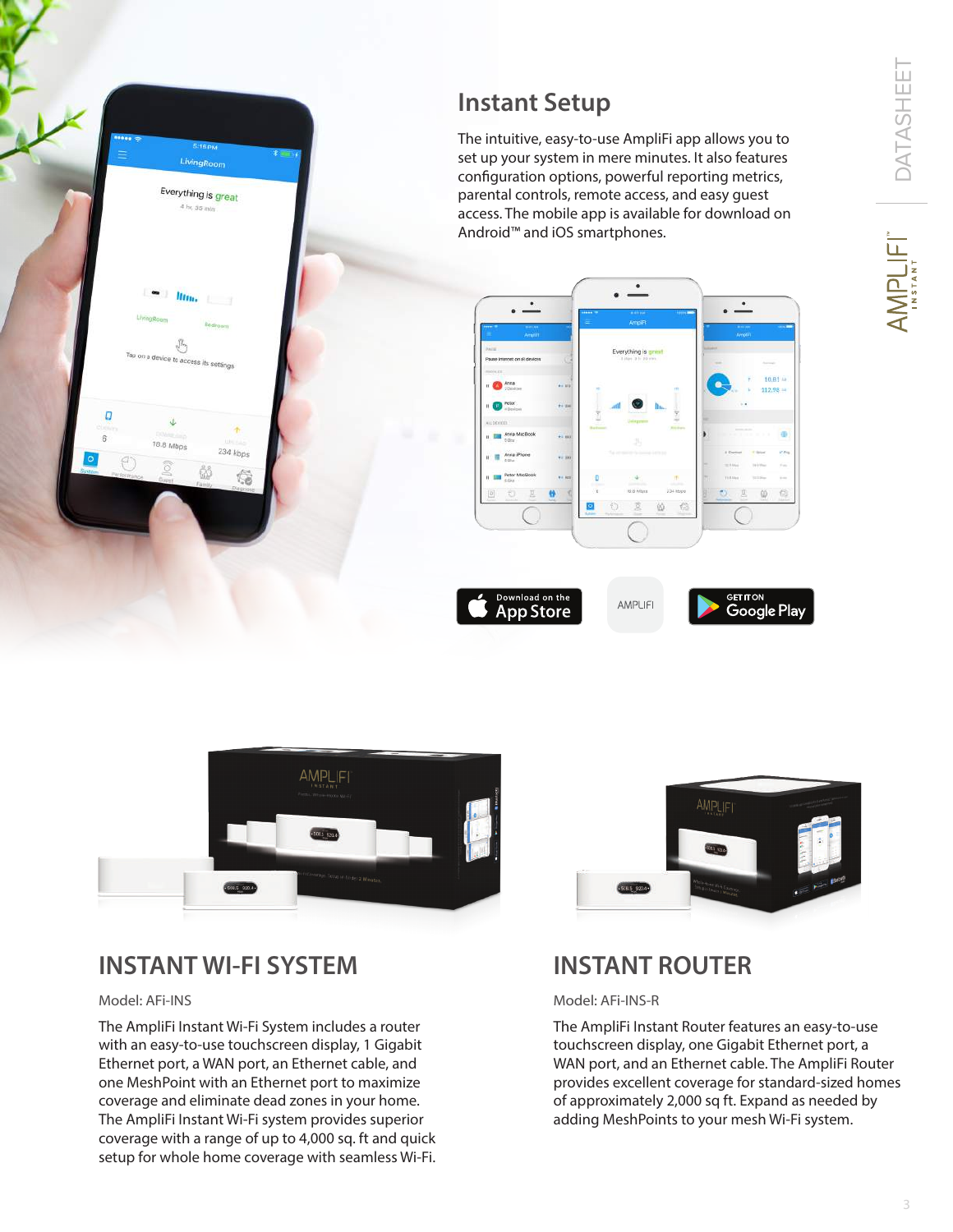## Instant Setup

The intuitive, easy-to-use AmpliFi app allows you to set up your system in mere minutes. It also features configuration options, powerful reporting metrics, parental controls, remote access, and easy guest access. The mobile app is available for download on Android™ and iOS smartphones.

## INSTANT WI-FI SYSTEM

Model: AFi-INS

The AmpliFi Instant Wi-Fi System includes a router with an easy-to-use touchscreen display, 1 Gigabit Ethernet port, a WAN port, an Ethernet cable, and one MeshPoint with an Ethernet port to maximize coverage and eliminate dead zones in your home. The AmpliFi Instant Wi-Fi system provides superior coverage with a range of up to 4,000 sq. ft and quick setup for whole home coverage with seamless Wi-Fi.

## INSTANT ROUTER

Model: AFi-INS-R

The AmpliFi Instant Router features an easy-to-use touchscreen display, one Gigabit Ethernet port, a WAN port, and an Ethernet cable. The AmpliFi Router provides excellent coverage for standard-sized homes of approximately 2,000 sq ft. Expand as needed by adding MeshPoints to your mesh Wi-Fi system.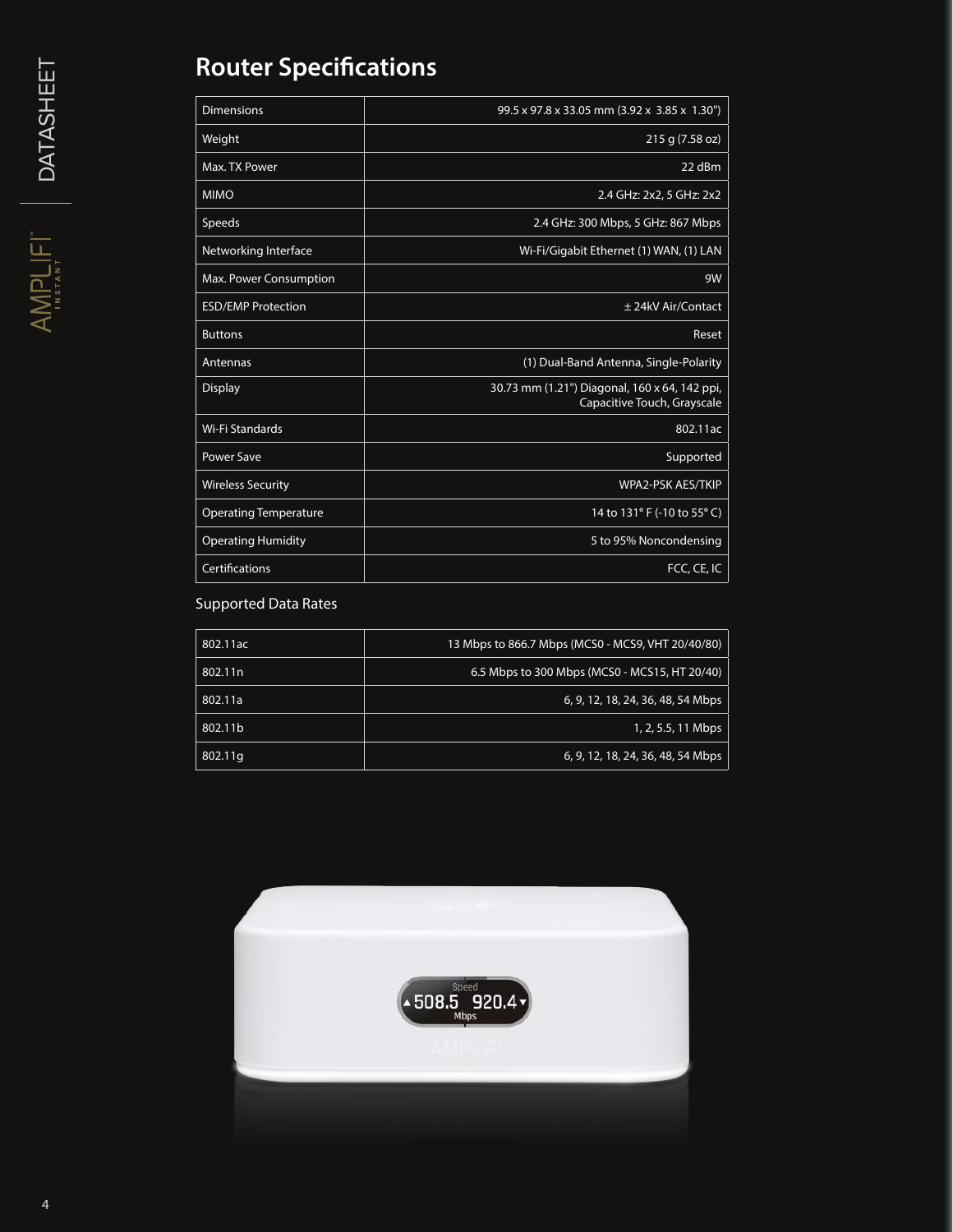# Router Specifications

| | |
|---|---|
| Dimensions | 99.5 x 97.8 x 33.05 mm (3.92 x 3.85 x 1.30") |
| Weight | 215 g (7.58 oz) |
| Max. TX Power | 22 dBm |
| MIMO | 2.4 GHz: 2x2, 5 GHz: 2x2 |
| Speeds | 2.4 GHz: 300 Mbps, 5 GHz: 867 Mbps |
| Networking Interface | Wi-Fi/Gigabit Ethernet (1) WAN, (1) LAN |
| Max. Power Consumption | 9W |
| ESD/EMP Protection | ± 24kV Air/Contact |
| Buttons | Reset |
| Antennas | (1) Dual-Band Antenna, Single-Polarity |
| Display | 30.73 mm (1.21") Diagonal, 160 x 64, 142 ppi, Capacitive Touch, Grayscale |
| Wi-Fi Standards | 802.11ac |
| Power Save | Supported |
| Wireless Security | WPA2-PSK AES/TKIP |
| Operating Temperature | 14 to 131° F (-10 to 55° C) |
| Operating Humidity | 5 to 95% Noncondensing |
| Certifications | FCC, CE, IC |

## Supported Data Rates

| | |
|---|---|
| 802.11ac | 13 Mbps to 866.7 Mbps (MCS0 - MCS9, VHT 20/40/80) |
| 802.11n | 6.5 Mbps to 300 Mbps (MCS0 - MCS15, HT 20/40) |
| 802.11a | 6, 9, 12, 18, 24, 36, 48, 54 Mbps |
| 802.11b | 1, 2, 5.5, 11 Mbps |
| 802.11g | 6, 9, 12, 18, 24, 36, 48, 54 Mbps |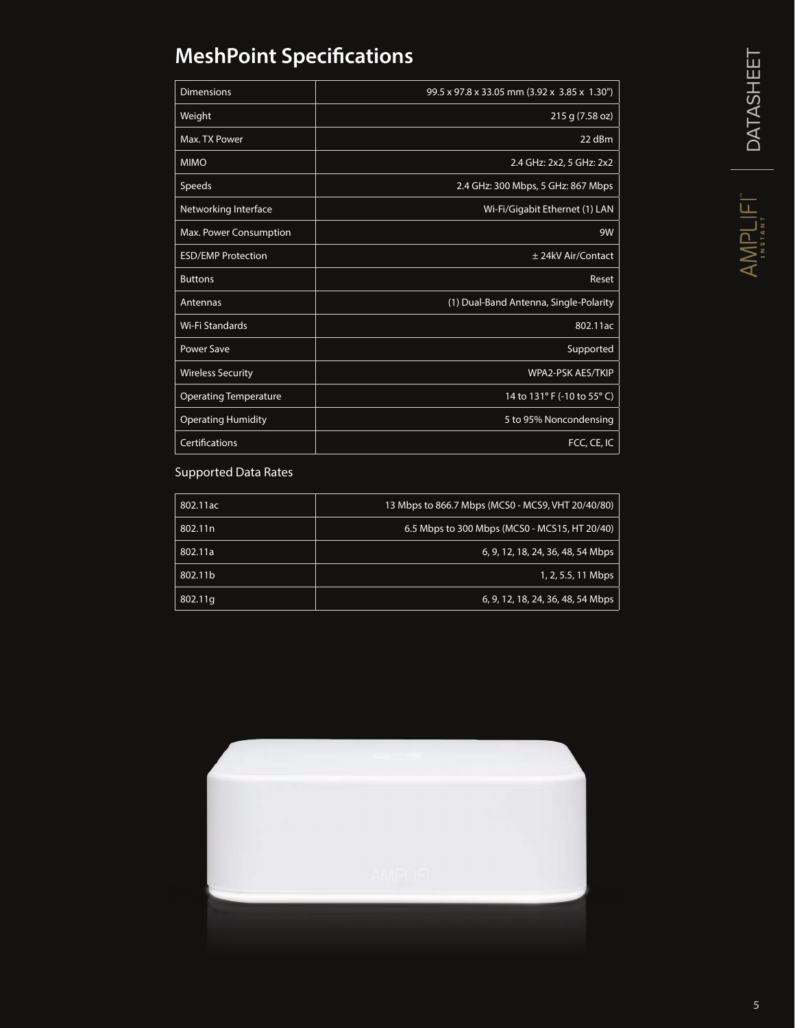## MeshPoint Specifications

| | |
|---|---|
| Dimensions | 99.5 x 97.8 x 33.05 mm (3.92 x 3.85 x 1.30") |
| Weight | 215 g (7.58 oz) |
| Max. TX Power | 22 dBm |
| MIMO | 2.4 GHz: 2x2, 5 GHz: 2x2 |
| Speeds | 2.4 GHz: 300 Mbps, 5 GHz: 867 Mbps |
| Networking Interface | Wi-Fi/Gigabit Ethernet (1) LAN |
| Max. Power Consumption | 9W |
| ESD/EMP Protection | ± 24kV Air/Contact |
| Buttons | Reset |
| Antennas | (1) Dual-Band Antenna, Single-Polarity |
| Wi-Fi Standards | 802.11ac |
| Power Save | Supported |
| Wireless Security | WPA2-PSK AES/TKIP |
| Operating Temperature | 14 to 131° F (-10 to 55° C) |
| Operating Humidity | 5 to 95% Noncondensing |
| Certifications | FCC, CE, IC |

### Supported Data Rates

| | |
|---|---|
| 802.11ac | 13 Mbps to 866.7 Mbps (MCS0 - MCS9, VHT 20/40/80) |
| 802.11n | 6.5 Mbps to 300 Mbps (MCS0 - MCS15, HT 20/40) |
| 802.11a | 6, 9, 12, 18, 24, 36, 48, 54 Mbps |
| 802.11b | 1, 2, 5.5, 11 Mbps |
| 802.11g | 6, 9, 12, 18, 24, 36, 48, 54 Mbps |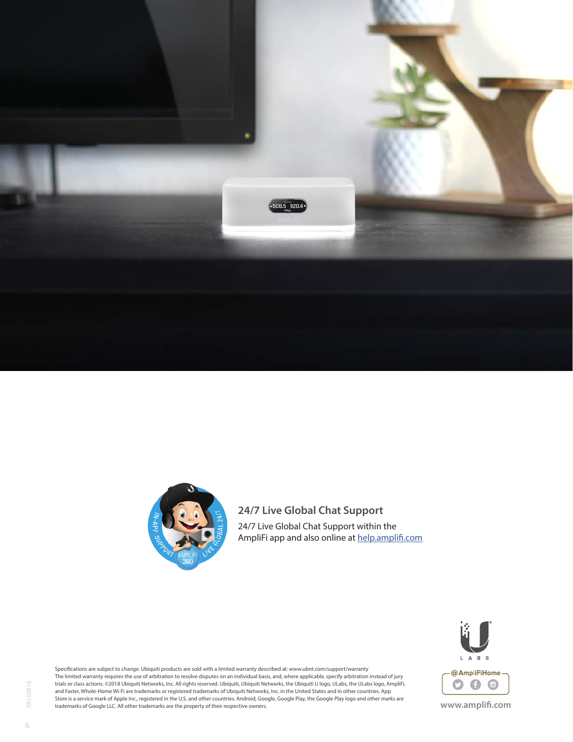## 24/7 Live Global Chat Support

24/7 Live Global Chat Support within the AmpliFi app and also online at help.amplifi.com

Specifications are subject to change. Ubiquiti products are sold with a limited warranty described at: www.ubnt.com/support/warranty
The limited warranty requires the use of arbitration to resolve disputes on an individual basis, and, where applicable, specify arbitration instead of jury trials or class actions. ©2018 Ubiquiti Networks, Inc. All rights reserved. Ubiquiti, Ubiquiti Networks, the Ubiquiti U logo, ULabs, the ULabs logo, AmpliFi, and Faster, Whole-Home Wi-Fi are trademarks or registered trademarks of Ubiquiti Networks, Inc. in the United States and in other countries. App Store is a service mark of Apple Inc., registered in the U.S. and other countries. Android, Google, Google Play, the Google Play logo and other marks are trademarks of Google LLC. All other trademarks are the property of their respective owners.

@AmpliFiHome

www.amplifi.com

RR100818